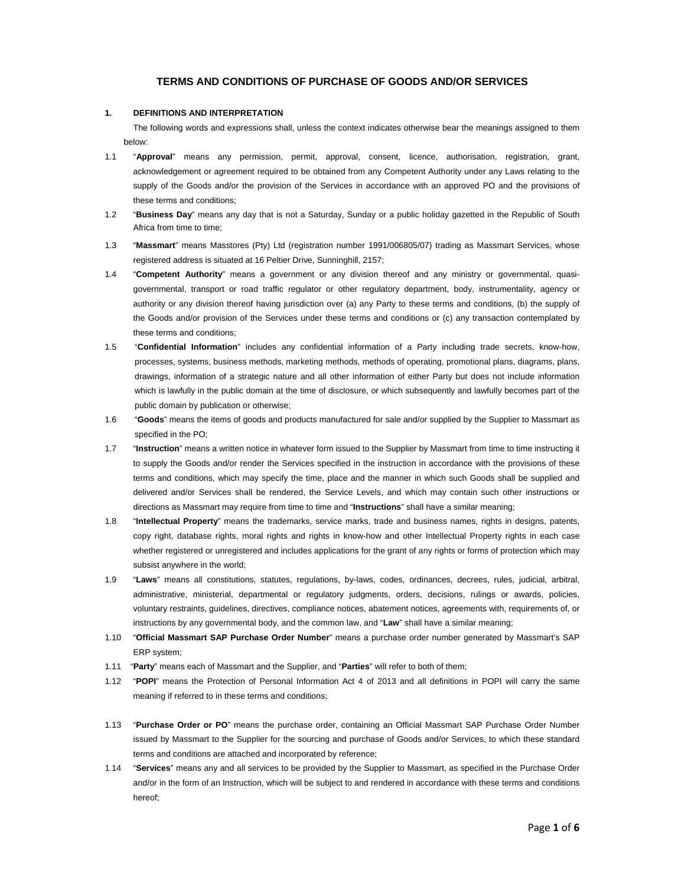# TERMS AND CONDITIONS OF PURCHASE OF GOODS AND/OR SERVICES

## 1. DEFINITIONS AND INTERPRETATION

The following words and expressions shall, unless the context indicates otherwise bear the meanings assigned to them below:

1.1 "**Approval**" means any permission, permit, approval, consent, licence, authorisation, registration, grant, acknowledgement or agreement required to be obtained from any Competent Authority under any Laws relating to the supply of the Goods and/or the provision of the Services in accordance with an approved PO and the provisions of these terms and conditions;

1.2 "**Business Day**" means any day that is not a Saturday, Sunday or a public holiday gazetted in the Republic of South Africa from time to time;

1.3 "**Massmart**" means Masstores (Pty) Ltd (registration number 1991/006805/07) trading as Massmart Services, whose registered address is situated at 16 Peltier Drive, Sunninghill, 2157;

1.4 "**Competent Authority**" means a government or any division thereof and any ministry or governmental, quasi-governmental, transport or road traffic regulator or other regulatory department, body, instrumentality, agency or authority or any division thereof having jurisdiction over (a) any Party to these terms and conditions, (b) the supply of the Goods and/or provision of the Services under these terms and conditions or (c) any transaction contemplated by these terms and conditions;

1.5 "**Confidential Information**" includes any confidential information of a Party including trade secrets, know-how, processes, systems, business methods, marketing methods, methods of operating, promotional plans, diagrams, plans, drawings, information of a strategic nature and all other information of either Party but does not include information which is lawfully in the public domain at the time of disclosure, or which subsequently and lawfully becomes part of the public domain by publication or otherwise;

1.6 "**Goods**" means the items of goods and products manufactured for sale and/or supplied by the Supplier to Massmart as specified in the PO;

1.7 "**Instruction**" means a written notice in whatever form issued to the Supplier by Massmart from time to time instructing it to supply the Goods and/or render the Services specified in the instruction in accordance with the provisions of these terms and conditions, which may specify the time, place and the manner in which such Goods shall be supplied and delivered and/or Services shall be rendered, the Service Levels, and which may contain such other instructions or directions as Massmart may require from time to time and "**Instructions**" shall have a similar meaning;

1.8 "**Intellectual Property**" means the trademarks, service marks, trade and business names, rights in designs, patents, copy right, database rights, moral rights and rights in know-how and other Intellectual Property rights in each case whether registered or unregistered and includes applications for the grant of any rights or forms of protection which may subsist anywhere in the world;

1.9 "**Laws**" means all constitutions, statutes, regulations, by-laws, codes, ordinances, decrees, rules, judicial, arbitral, administrative, ministerial, departmental or regulatory judgments, orders, decisions, rulings or awards, policies, voluntary restraints, guidelines, directives, compliance notices, abatement notices, agreements with, requirements of, or instructions by any governmental body, and the common law, and "**Law**" shall have a similar meaning;

1.10 "**Official Massmart SAP Purchase Order Number**" means a purchase order number generated by Massmart's SAP ERP system;

1.11 "**Party**" means each of Massmart and the Supplier, and "**Parties**" will refer to both of them;

1.12 "**POPI**" means the Protection of Personal Information Act 4 of 2013 and all definitions in POPI will carry the same meaning if referred to in these terms and conditions;

1.13 "**Purchase Order or PO**" means the purchase order, containing an Official Massmart SAP Purchase Order Number issued by Massmart to the Supplier for the sourcing and purchase of Goods and/or Services, to which these standard terms and conditions are attached and incorporated by reference;

1.14 "**Services**" means any and all services to be provided by the Supplier to Massmart, as specified in the Purchase Order and/or in the form of an Instruction, which will be subject to and rendered in accordance with these terms and conditions hereof;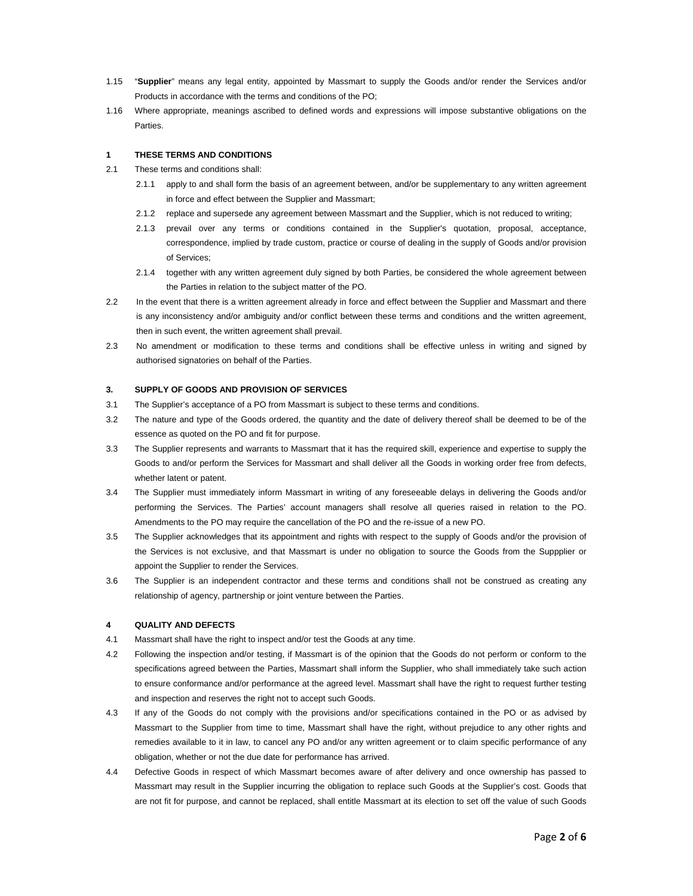1.15 "**Supplier**" means any legal entity, appointed by Massmart to supply the Goods and/or render the Services and/or Products in accordance with the terms and conditions of the PO;

1.16 Where appropriate, meanings ascribed to defined words and expressions will impose substantive obligations on the Parties.

**1 THESE TERMS AND CONDITIONS**

2.1 These terms and conditions shall:

2.1.1 apply to and shall form the basis of an agreement between, and/or be supplementary to any written agreement in force and effect between the Supplier and Massmart;

2.1.2 replace and supersede any agreement between Massmart and the Supplier, which is not reduced to writing;

2.1.3 prevail over any terms or conditions contained in the Supplier's quotation, proposal, acceptance, correspondence, implied by trade custom, practice or course of dealing in the supply of Goods and/or provision of Services;

2.1.4 together with any written agreement duly signed by both Parties, be considered the whole agreement between the Parties in relation to the subject matter of the PO.

2.2 In the event that there is a written agreement already in force and effect between the Supplier and Massmart and there is any inconsistency and/or ambiguity and/or conflict between these terms and conditions and the written agreement, then in such event, the written agreement shall prevail.

2.3 No amendment or modification to these terms and conditions shall be effective unless in writing and signed by authorised signatories on behalf of the Parties.

**3. SUPPLY OF GOODS AND PROVISION OF SERVICES**

3.1 The Supplier's acceptance of a PO from Massmart is subject to these terms and conditions.

3.2 The nature and type of the Goods ordered, the quantity and the date of delivery thereof shall be deemed to be of the essence as quoted on the PO and fit for purpose.

3.3 The Supplier represents and warrants to Massmart that it has the required skill, experience and expertise to supply the Goods to and/or perform the Services for Massmart and shall deliver all the Goods in working order free from defects, whether latent or patent.

3.4 The Supplier must immediately inform Massmart in writing of any foreseeable delays in delivering the Goods and/or performing the Services. The Parties' account managers shall resolve all queries raised in relation to the PO. Amendments to the PO may require the cancellation of the PO and the re-issue of a new PO.

3.5 The Supplier acknowledges that its appointment and rights with respect to the supply of Goods and/or the provision of the Services is not exclusive, and that Massmart is under no obligation to source the Goods from the Suppplier or appoint the Supplier to render the Services.

3.6 The Supplier is an independent contractor and these terms and conditions shall not be construed as creating any relationship of agency, partnership or joint venture between the Parties.

**4 QUALITY AND DEFECTS**

4.1 Massmart shall have the right to inspect and/or test the Goods at any time.

4.2 Following the inspection and/or testing, if Massmart is of the opinion that the Goods do not perform or conform to the specifications agreed between the Parties, Massmart shall inform the Supplier, who shall immediately take such action to ensure conformance and/or performance at the agreed level. Massmart shall have the right to request further testing and inspection and reserves the right not to accept such Goods.

4.3 If any of the Goods do not comply with the provisions and/or specifications contained in the PO or as advised by Massmart to the Supplier from time to time, Massmart shall have the right, without prejudice to any other rights and remedies available to it in law, to cancel any PO and/or any written agreement or to claim specific performance of any obligation, whether or not the due date for performance has arrived.

4.4 Defective Goods in respect of which Massmart becomes aware of after delivery and once ownership has passed to Massmart may result in the Supplier incurring the obligation to replace such Goods at the Supplier's cost. Goods that are not fit for purpose, and cannot be replaced, shall entitle Massmart at its election to set off the value of such Goods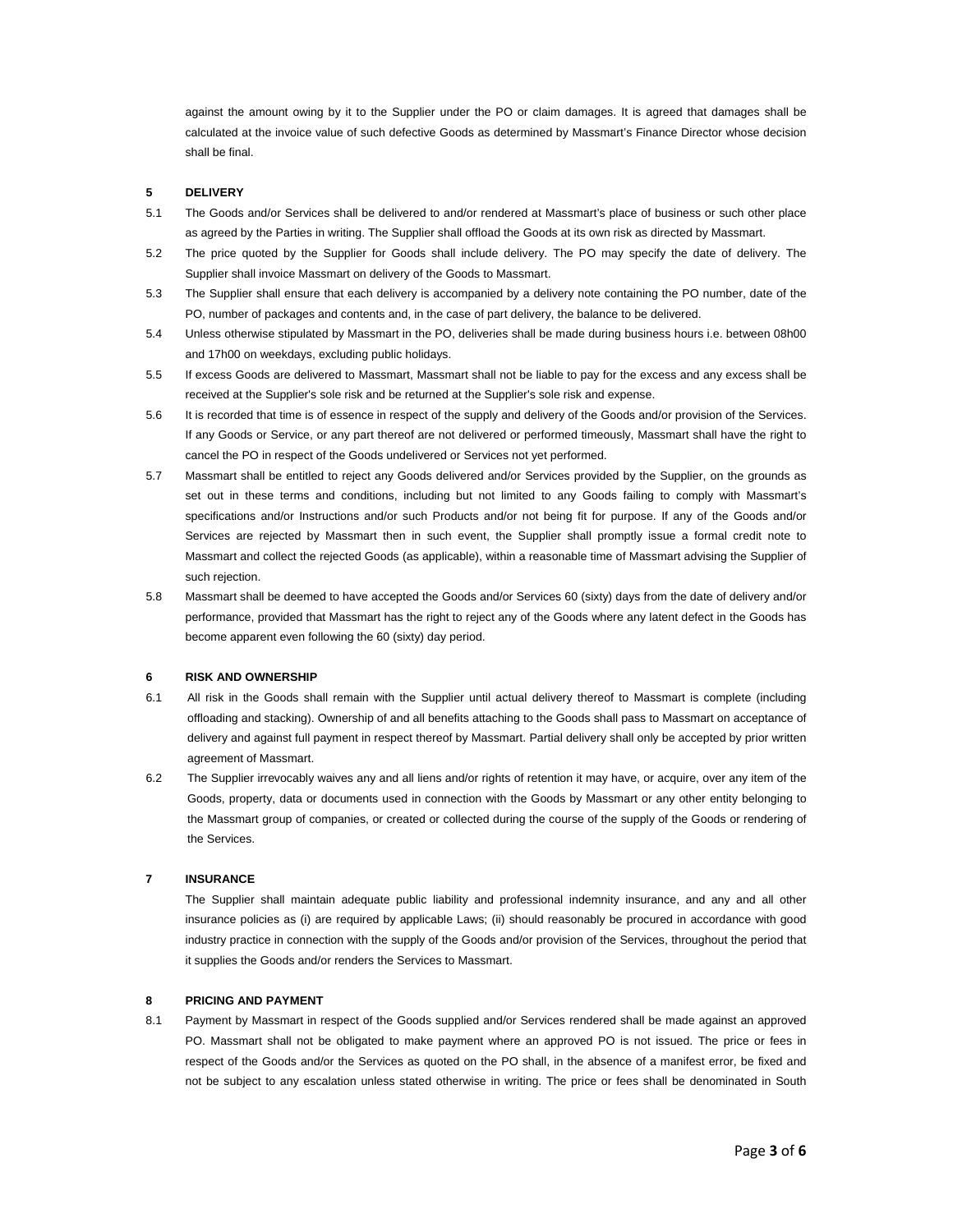against the amount owing by it to the Supplier under the PO or claim damages. It is agreed that damages shall be calculated at the invoice value of such defective Goods as determined by Massmart's Finance Director whose decision shall be final.

## 5 DELIVERY

5.1 The Goods and/or Services shall be delivered to and/or rendered at Massmart's place of business or such other place as agreed by the Parties in writing. The Supplier shall offload the Goods at its own risk as directed by Massmart.

5.2 The price quoted by the Supplier for Goods shall include delivery. The PO may specify the date of delivery. The Supplier shall invoice Massmart on delivery of the Goods to Massmart.

5.3 The Supplier shall ensure that each delivery is accompanied by a delivery note containing the PO number, date of the PO, number of packages and contents and, in the case of part delivery, the balance to be delivered.

5.4 Unless otherwise stipulated by Massmart in the PO, deliveries shall be made during business hours i.e. between 08h00 and 17h00 on weekdays, excluding public holidays.

5.5 If excess Goods are delivered to Massmart, Massmart shall not be liable to pay for the excess and any excess shall be received at the Supplier's sole risk and be returned at the Supplier's sole risk and expense.

5.6 It is recorded that time is of essence in respect of the supply and delivery of the Goods and/or provision of the Services. If any Goods or Service, or any part thereof are not delivered or performed timeously, Massmart shall have the right to cancel the PO in respect of the Goods undelivered or Services not yet performed.

5.7 Massmart shall be entitled to reject any Goods delivered and/or Services provided by the Supplier, on the grounds as set out in these terms and conditions, including but not limited to any Goods failing to comply with Massmart's specifications and/or Instructions and/or such Products and/or not being fit for purpose. If any of the Goods and/or Services are rejected by Massmart then in such event, the Supplier shall promptly issue a formal credit note to Massmart and collect the rejected Goods (as applicable), within a reasonable time of Massmart advising the Supplier of such rejection.

5.8 Massmart shall be deemed to have accepted the Goods and/or Services 60 (sixty) days from the date of delivery and/or performance, provided that Massmart has the right to reject any of the Goods where any latent defect in the Goods has become apparent even following the 60 (sixty) day period.

## 6 RISK AND OWNERSHIP

6.1 All risk in the Goods shall remain with the Supplier until actual delivery thereof to Massmart is complete (including offloading and stacking). Ownership of and all benefits attaching to the Goods shall pass to Massmart on acceptance of delivery and against full payment in respect thereof by Massmart. Partial delivery shall only be accepted by prior written agreement of Massmart.

6.2 The Supplier irrevocably waives any and all liens and/or rights of retention it may have, or acquire, over any item of the Goods, property, data or documents used in connection with the Goods by Massmart or any other entity belonging to the Massmart group of companies, or created or collected during the course of the supply of the Goods or rendering of the Services.

## 7 INSURANCE

The Supplier shall maintain adequate public liability and professional indemnity insurance, and any and all other insurance policies as (i) are required by applicable Laws; (ii) should reasonably be procured in accordance with good industry practice in connection with the supply of the Goods and/or provision of the Services, throughout the period that it supplies the Goods and/or renders the Services to Massmart.

## 8 PRICING AND PAYMENT

8.1 Payment by Massmart in respect of the Goods supplied and/or Services rendered shall be made against an approved PO. Massmart shall not be obligated to make payment where an approved PO is not issued. The price or fees in respect of the Goods and/or the Services as quoted on the PO shall, in the absence of a manifest error, be fixed and not be subject to any escalation unless stated otherwise in writing. The price or fees shall be denominated in South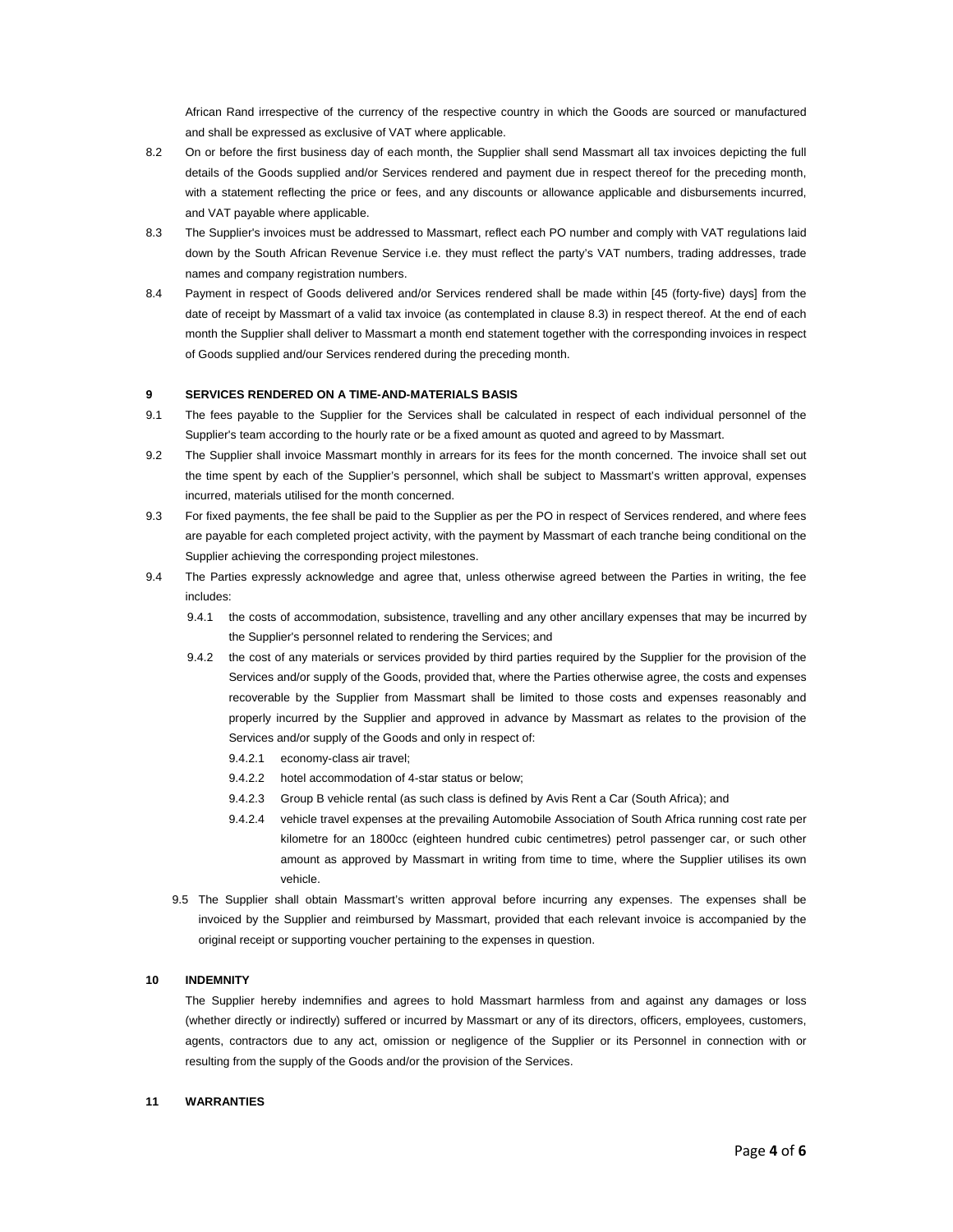African Rand irrespective of the currency of the respective country in which the Goods are sourced or manufactured and shall be expressed as exclusive of VAT where applicable.

8.2 On or before the first business day of each month, the Supplier shall send Massmart all tax invoices depicting the full details of the Goods supplied and/or Services rendered and payment due in respect thereof for the preceding month, with a statement reflecting the price or fees, and any discounts or allowance applicable and disbursements incurred, and VAT payable where applicable.

8.3 The Supplier's invoices must be addressed to Massmart, reflect each PO number and comply with VAT regulations laid down by the South African Revenue Service i.e. they must reflect the party's VAT numbers, trading addresses, trade names and company registration numbers.

8.4 Payment in respect of Goods delivered and/or Services rendered shall be made within [45 (forty-five) days] from the date of receipt by Massmart of a valid tax invoice (as contemplated in clause 8.3) in respect thereof. At the end of each month the Supplier shall deliver to Massmart a month end statement together with the corresponding invoices in respect of Goods supplied and/our Services rendered during the preceding month.

## 9 SERVICES RENDERED ON A TIME-AND-MATERIALS BASIS

9.1 The fees payable to the Supplier for the Services shall be calculated in respect of each individual personnel of the Supplier's team according to the hourly rate or be a fixed amount as quoted and agreed to by Massmart.

9.2 The Supplier shall invoice Massmart monthly in arrears for its fees for the month concerned. The invoice shall set out the time spent by each of the Supplier's personnel, which shall be subject to Massmart's written approval, expenses incurred, materials utilised for the month concerned.

9.3 For fixed payments, the fee shall be paid to the Supplier as per the PO in respect of Services rendered, and where fees are payable for each completed project activity, with the payment by Massmart of each tranche being conditional on the Supplier achieving the corresponding project milestones.

9.4 The Parties expressly acknowledge and agree that, unless otherwise agreed between the Parties in writing, the fee includes:

9.4.1 the costs of accommodation, subsistence, travelling and any other ancillary expenses that may be incurred by the Supplier's personnel related to rendering the Services; and

9.4.2 the cost of any materials or services provided by third parties required by the Supplier for the provision of the Services and/or supply of the Goods, provided that, where the Parties otherwise agree, the costs and expenses recoverable by the Supplier from Massmart shall be limited to those costs and expenses reasonably and properly incurred by the Supplier and approved in advance by Massmart as relates to the provision of the Services and/or supply of the Goods and only in respect of:

9.4.2.1 economy-class air travel;

9.4.2.2 hotel accommodation of 4-star status or below;

9.4.2.3 Group B vehicle rental (as such class is defined by Avis Rent a Car (South Africa); and

9.4.2.4 vehicle travel expenses at the prevailing Automobile Association of South Africa running cost rate per kilometre for an 1800cc (eighteen hundred cubic centimetres) petrol passenger car, or such other amount as approved by Massmart in writing from time to time, where the Supplier utilises its own vehicle.

9.5 The Supplier shall obtain Massmart's written approval before incurring any expenses. The expenses shall be invoiced by the Supplier and reimbursed by Massmart, provided that each relevant invoice is accompanied by the original receipt or supporting voucher pertaining to the expenses in question.

## 10 INDEMNITY

The Supplier hereby indemnifies and agrees to hold Massmart harmless from and against any damages or loss (whether directly or indirectly) suffered or incurred by Massmart or any of its directors, officers, employees, customers, agents, contractors due to any act, omission or negligence of the Supplier or its Personnel in connection with or resulting from the supply of the Goods and/or the provision of the Services.

## 11 WARRANTIES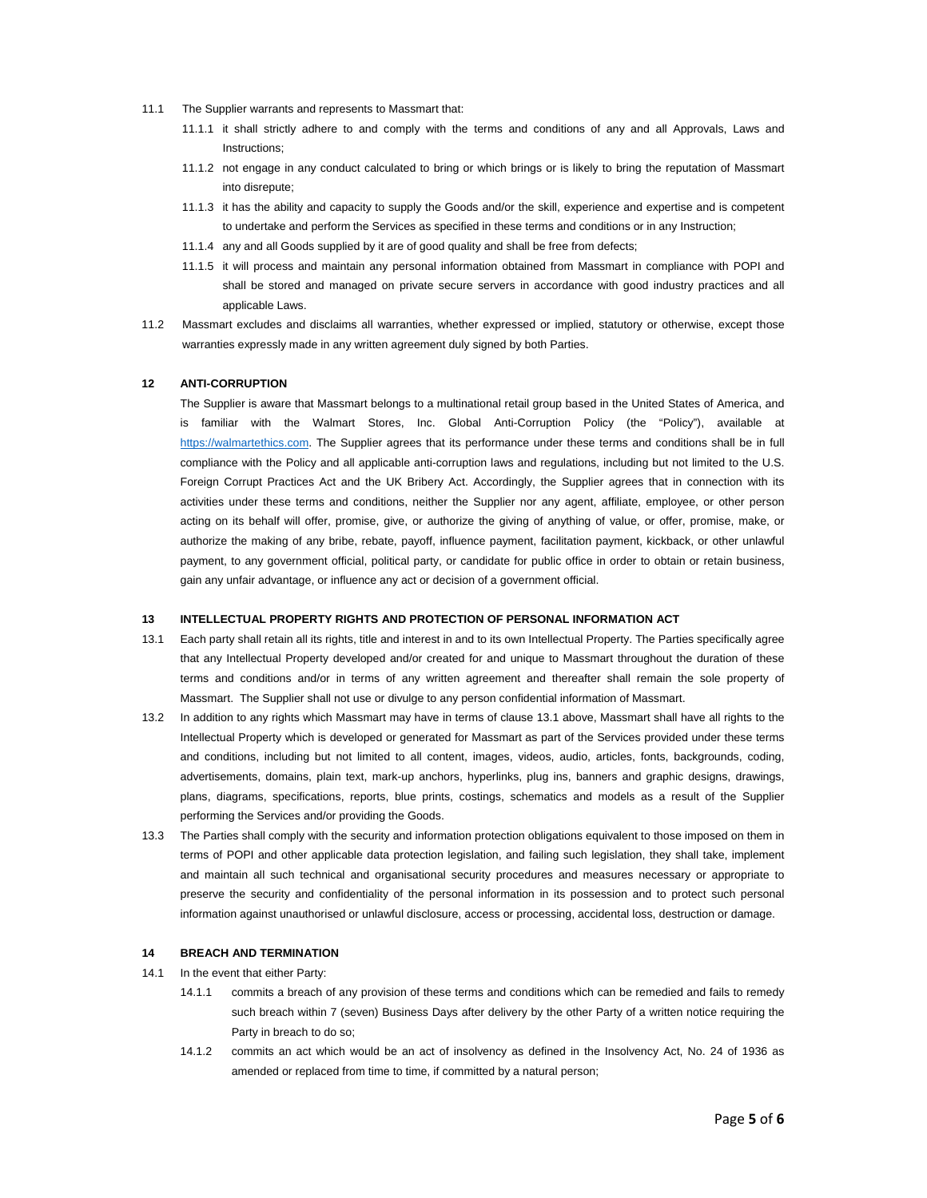11.1 The Supplier warrants and represents to Massmart that:

11.1.1 it shall strictly adhere to and comply with the terms and conditions of any and all Approvals, Laws and Instructions;

11.1.2 not engage in any conduct calculated to bring or which brings or is likely to bring the reputation of Massmart into disrepute;

11.1.3 it has the ability and capacity to supply the Goods and/or the skill, experience and expertise and is competent to undertake and perform the Services as specified in these terms and conditions or in any Instruction;

11.1.4 any and all Goods supplied by it are of good quality and shall be free from defects;

11.1.5 it will process and maintain any personal information obtained from Massmart in compliance with POPI and shall be stored and managed on private secure servers in accordance with good industry practices and all applicable Laws.

11.2 Massmart excludes and disclaims all warranties, whether expressed or implied, statutory or otherwise, except those warranties expressly made in any written agreement duly signed by both Parties.

## 12 ANTI-CORRUPTION

The Supplier is aware that Massmart belongs to a multinational retail group based in the United States of America, and is familiar with the Walmart Stores, Inc. Global Anti-Corruption Policy (the "Policy"), available at https://walmartethics.com. The Supplier agrees that its performance under these terms and conditions shall be in full compliance with the Policy and all applicable anti-corruption laws and regulations, including but not limited to the U.S. Foreign Corrupt Practices Act and the UK Bribery Act. Accordingly, the Supplier agrees that in connection with its activities under these terms and conditions, neither the Supplier nor any agent, affiliate, employee, or other person acting on its behalf will offer, promise, give, or authorize the giving of anything of value, or offer, promise, make, or authorize the making of any bribe, rebate, payoff, influence payment, facilitation payment, kickback, or other unlawful payment, to any government official, political party, or candidate for public office in order to obtain or retain business, gain any unfair advantage, or influence any act or decision of a government official.

## 13 INTELLECTUAL PROPERTY RIGHTS AND PROTECTION OF PERSONAL INFORMATION ACT

13.1 Each party shall retain all its rights, title and interest in and to its own Intellectual Property. The Parties specifically agree that any Intellectual Property developed and/or created for and unique to Massmart throughout the duration of these terms and conditions and/or in terms of any written agreement and thereafter shall remain the sole property of Massmart. The Supplier shall not use or divulge to any person confidential information of Massmart.

13.2 In addition to any rights which Massmart may have in terms of clause 13.1 above, Massmart shall have all rights to the Intellectual Property which is developed or generated for Massmart as part of the Services provided under these terms and conditions, including but not limited to all content, images, videos, audio, articles, fonts, backgrounds, coding, advertisements, domains, plain text, mark-up anchors, hyperlinks, plug ins, banners and graphic designs, drawings, plans, diagrams, specifications, reports, blue prints, costings, schematics and models as a result of the Supplier performing the Services and/or providing the Goods.

13.3 The Parties shall comply with the security and information protection obligations equivalent to those imposed on them in terms of POPI and other applicable data protection legislation, and failing such legislation, they shall take, implement and maintain all such technical and organisational security procedures and measures necessary or appropriate to preserve the security and confidentiality of the personal information in its possession and to protect such personal information against unauthorised or unlawful disclosure, access or processing, accidental loss, destruction or damage.

## 14 BREACH AND TERMINATION

14.1 In the event that either Party:

14.1.1 commits a breach of any provision of these terms and conditions which can be remedied and fails to remedy such breach within 7 (seven) Business Days after delivery by the other Party of a written notice requiring the Party in breach to do so;

14.1.2 commits an act which would be an act of insolvency as defined in the Insolvency Act, No. 24 of 1936 as amended or replaced from time to time, if committed by a natural person;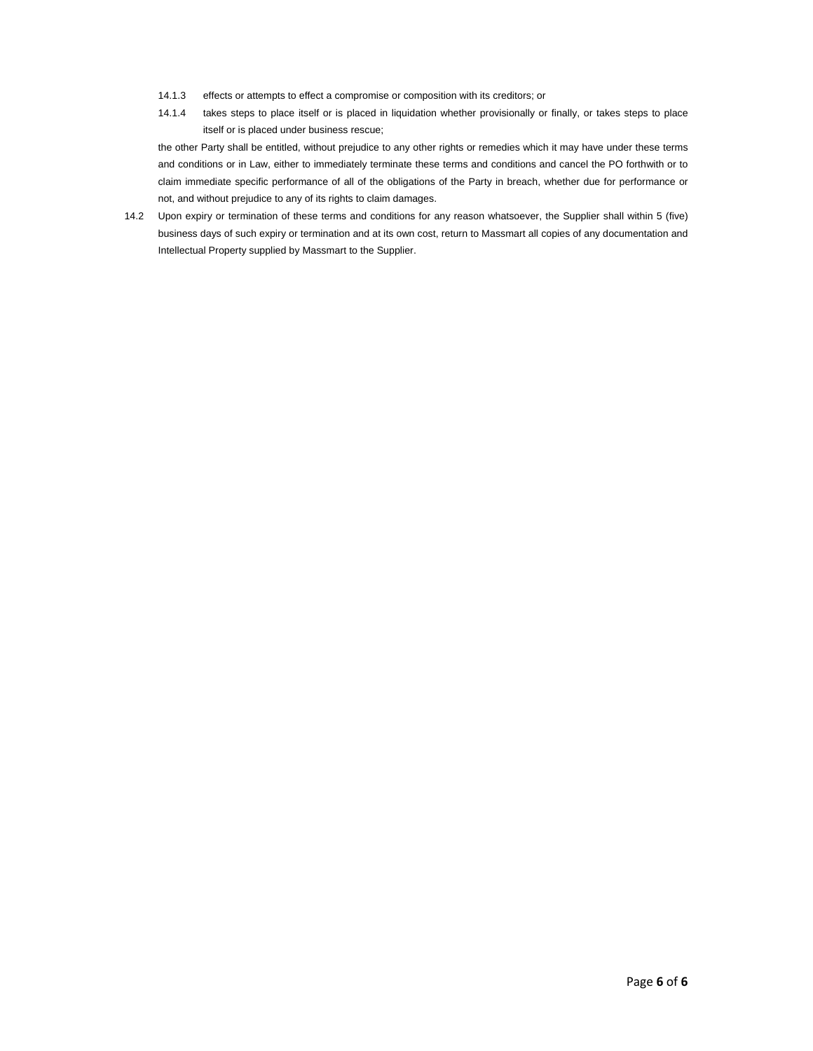14.1.3 effects or attempts to effect a compromise or composition with its creditors; or

14.1.4 takes steps to place itself or is placed in liquidation whether provisionally or finally, or takes steps to place itself or is placed under business rescue;

the other Party shall be entitled, without prejudice to any other rights or remedies which it may have under these terms and conditions or in Law, either to immediately terminate these terms and conditions and cancel the PO forthwith or to claim immediate specific performance of all of the obligations of the Party in breach, whether due for performance or not, and without prejudice to any of its rights to claim damages.

14.2 Upon expiry or termination of these terms and conditions for any reason whatsoever, the Supplier shall within 5 (five) business days of such expiry or termination and at its own cost, return to Massmart all copies of any documentation and Intellectual Property supplied by Massmart to the Supplier.